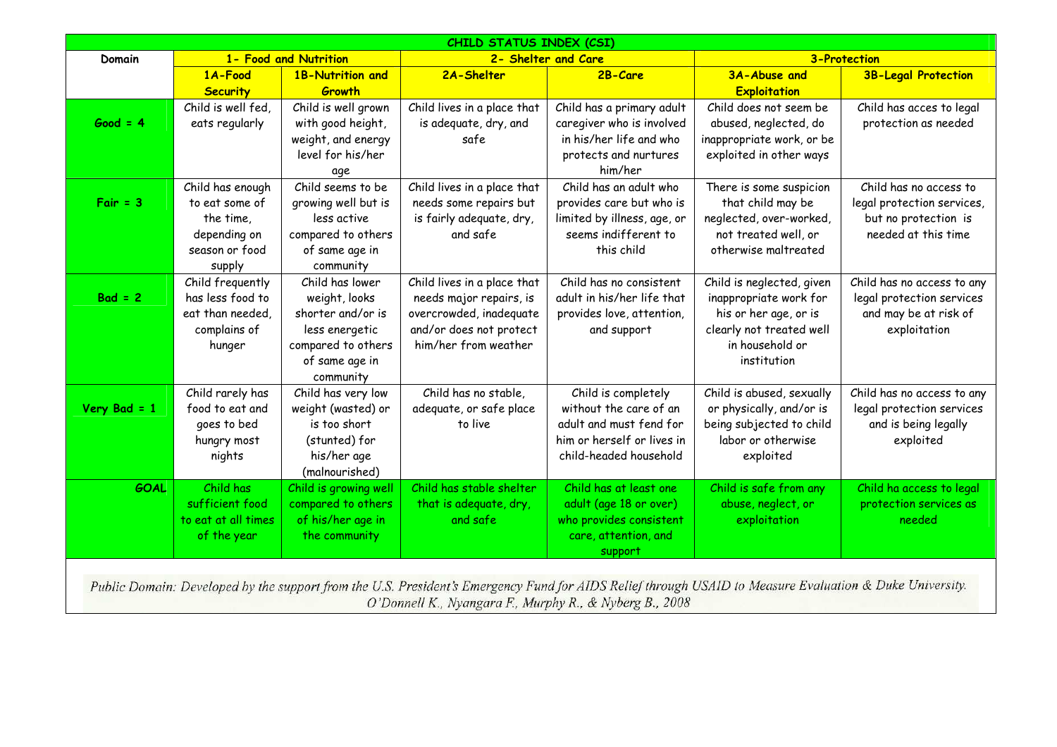# CHILD STATUS INDEX (CSI)

| Domain | 1- Food and Nutrition | | 2- Shelter and Care | | 3-Protection | |
|---|---|---|---|---|---|---|
| | 1A-Food Security | 1B-Nutrition and Growth | 2A-Shelter | 2B-Care | 3A-Abuse and Exploitation | 3B-Legal Protection |
| **Good = 4** | Child is well fed, eats regularly | Child is well grown with good height, weight, and energy level for his/her age | Child lives in a place that is adequate, dry, and safe | Child has a primary adult caregiver who is involved in his/her life and who protects and nurtures him/her | Child does not seem be abused, neglected, do inappropriate work, or be exploited in other ways | Child has acces to legal protection as needed |
| **Fair = 3** | Child has enough to eat some of the time, depending on season or food supply | Child seems to be growing well but is less active compared to others of same age in community | Child lives in a place that needs some repairs but is fairly adequate, dry, and safe | Child has an adult who provides care but who is limited by illness, age, or seems indifferent to this child | There is some suspicion that child may be neglected, over-worked, not treated well, or otherwise maltreated | Child has no access to legal protection services, but no protection is needed at this time |
| **Bad = 2** | Child frequently has less food to eat than needed, complains of hunger | Child has lower weight, looks shorter and/or is less energetic compared to others of same age in community | Child lives in a place that needs major repairs, is overcrowded, inadequate and/or does not protect him/her from weather | Child has no consistent adult in his/her life that provides love, attention, and support | Child is neglected, given inappropriate work for his or her age, or is clearly not treated well in household or institution | Child has no access to any legal protection services and may be at risk of exploitation |
| **Very Bad = 1** | Child rarely has food to eat and goes to bed hungry most nights | Child has very low weight (wasted) or is too short (stunted) for his/her age (malnourished) | Child has no stable, adequate, or safe place to live | Child is completely without the care of an adult and must fend for him or herself or lives in child-headed household | Child is abused, sexually or physically, and/or is being subjected to child labor or otherwise exploited | Child has no access to any legal protection services and is being legally exploited |
| **GOAL** | Child has sufficient food to eat at all times of the year | Child is growing well compared to others of his/her age in the community | Child has stable shelter that is adequate, dry, and safe | Child has at least one adult (age 18 or over) who provides consistent care, attention, and support | Child is safe from any abuse, neglect, or exploitation | Child ha access to legal protection services as needed |

*Public Domain: Developed by the support from the U.S. President's Emergency Fund for AIDS Relief through USAID to Measure Evaluation & Duke University. O'Donnell K., Nyangara F., Murphy R., & Nyberg B., 2008*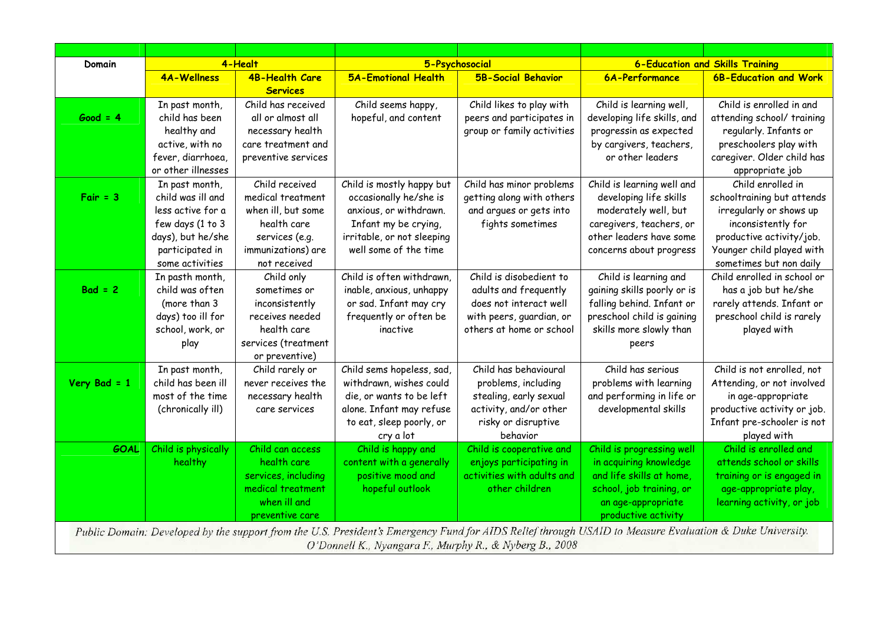| Domain | 4-Healt | | 5-Psychosocial | | 6-Education and Skills Training | |
|---|---|---|---|---|---|---|
| | **4A-Wellness** | **4B-Health Care Services** | **5A-Emotional Health** | **5B-Social Behavior** | **6A-Performance** | **6B-Education and Work** |
| **Good = 4** | In past month, child has been healthy and active, with no fever, diarrhoea, or other illnesses | Child has received all or almost all necessary health care treatment and preventive services | Child seems happy, hopeful, and content | Child likes to play with peers and participates in group or family activities | Child is learning well, developing life skills, and progressin as expected by cargivers, teachers, or other leaders | Child is enrolled in and attending school/ training regularly. Infants or preschoolers play with caregiver. Older child has appropriate job |
| **Fair = 3** | In past month, child was ill and less active for a few days (1 to 3 days), but he/she participated in some activities | Child received medical treatment when ill, but some health care services (e.g. immunizations) are not received | Child is mostly happy but occasionally he/she is anxious, or withdrawn. Infant my be crying, irritable, or not sleeping well some of the time | Child has minor problems getting along with others and argues or gets into fights sometimes | Child is learning well and developing life skills moderately well, but caregivers, teachers, or other leaders have some concerns about progress | Child enrolled in schooltraining but attends irregularly or shows up inconsistently for productive activity/job. Younger child played with sometimes but non daily |
| **Bad = 2** | In pasth month, child was often (more than 3 days) too ill for school, work, or play | Child only sometimes or inconsistently receives needed health care services (treatment or preventive) | Child is often withdrawn, inable, anxious, unhappy or sad. Infant may cry frequently or often be inactive | Child is disobedient to adults and frequently does not interact well with peers, guardian, or others at home or school | Child is learning and gaining skills poorly or is falling behind. Infant or preschool child is gaining skills more slowly than peers | Child enrolled in school or has a job but he/she rarely attends. Infant or preschool child is rarely played with |
| **Very Bad = 1** | In past month, child has been ill most of the time (chronically ill) | Child rarely or never receives the necessary health care services | Child sems hopeless, sad, withdrawn, wishes could die, or wants to be left alone. Infant may refuse to eat, sleep poorly, or cry a lot | Child has behavioural problems, including stealing, early sexual activity, and/or other risky or disruptive behavior | Child has serious problems with learning and performing in life or developmental skills | Child is not enrolled, not Attending, or not involved in age-appropriate productive activity or job. Infant pre-schooler is not played with |
| **GOAL** | Child is physically healthy | Child can access health care services, including medical treatment when ill and preventive care | Child is happy and content with a generally positive mood and hopeful outlook | Child is cooperative and enjoys participating in activities with adults and other children | Child is progressing well in acquiring knowledge and life skills at home, school, job training, or an age-appropriate productive activity | Child is enrolled and attends school or skills training or is engaged in age-appropriate play, learning activity, or job |

*Public Domain: Developed by the support from the U.S. President's Emergency Fund for AIDS Relief through USAID to Measure Evaluation & Duke University. O'Donnell K., Nyangara F., Murphy R., & Nyberg B., 2008*